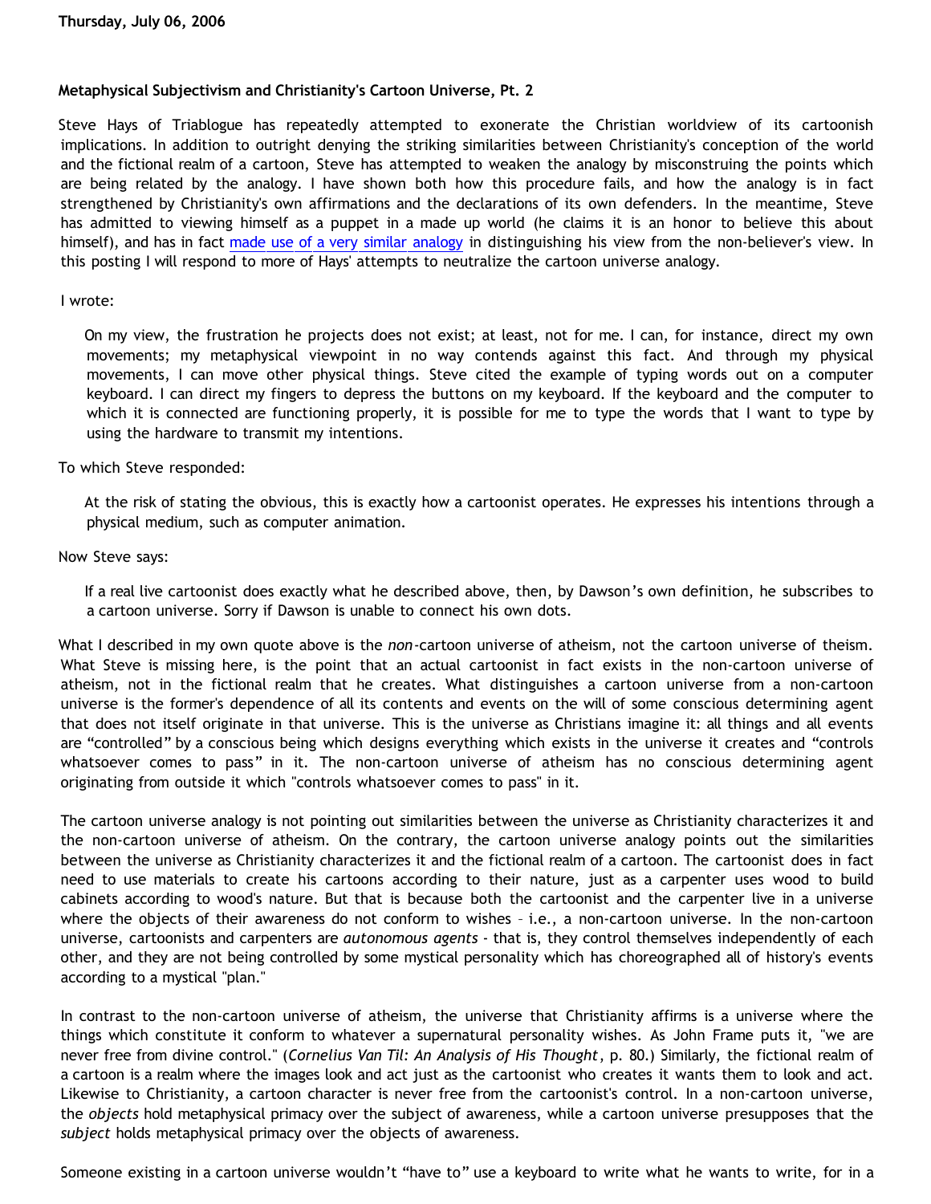**Thursday, July 06, 2006**

## Metaphysical Subjectivism and Christianity's Cartoon Universe, Pt. 2

Steve Hays of Triablogue has repeatedly attempted to exonerate the Christian worldview of its cartoonish implications. In addition to outright denying the striking similarities between Christianity's conception of the world and the fictional realm of a cartoon, Steve has attempted to weaken the analogy by misconstruing the points which are being related by the analogy. I have shown both how this procedure fails, and how the analogy is in fact strengthened by Christianity's own affirmations and the declarations of its own defenders. In the meantime, Steve has admitted to viewing himself as a puppet in a made up world (he claims it is an honor to believe this about himself), and has in fact made use of a very similar analogy in distinguishing his view from the non-believer's view. In this posting I will respond to more of Hays' attempts to neutralize the cartoon universe analogy.

I wrote:

> On my view, the frustration he projects does not exist; at least, not for me. I can, for instance, direct my own movements; my metaphysical viewpoint in no way contends against this fact. And through my physical movements, I can move other physical things. Steve cited the example of typing words out on a computer keyboard. I can direct my fingers to depress the buttons on my keyboard. If the keyboard and the computer to which it is connected are functioning properly, it is possible for me to type the words that I want to type by using the hardware to transmit my intentions.

To which Steve responded:

> At the risk of stating the obvious, this is exactly how a cartoonist operates. He expresses his intentions through a physical medium, such as computer animation.

Now Steve says:

> If a real live cartoonist does exactly what he described above, then, by Dawson's own definition, he subscribes to a cartoon universe. Sorry if Dawson is unable to connect his own dots.

What I described in my own quote above is the *non*-cartoon universe of atheism, not the cartoon universe of theism. What Steve is missing here, is the point that an actual cartoonist in fact exists in the non-cartoon universe of atheism, not in the fictional realm that he creates. What distinguishes a cartoon universe from a non-cartoon universe is the former's dependence of all its contents and events on the will of some conscious determining agent that does not itself originate in that universe. This is the universe as Christians imagine it: all things and all events are "controlled" by a conscious being which designs everything which exists in the universe it creates and "controls whatsoever comes to pass" in it. The non-cartoon universe of atheism has no conscious determining agent originating from outside it which "controls whatsoever comes to pass" in it.

The cartoon universe analogy is not pointing out similarities between the universe as Christianity characterizes it and the non-cartoon universe of atheism. On the contrary, the cartoon universe analogy points out the similarities between the universe as Christianity characterizes it and the fictional realm of a cartoon. The cartoonist does in fact need to use materials to create his cartoons according to their nature, just as a carpenter uses wood to build cabinets according to wood's nature. But that is because both the cartoonist and the carpenter live in a universe where the objects of their awareness do not conform to wishes – i.e., a non-cartoon universe. In the non-cartoon universe, cartoonists and carpenters are *autonomous agents* - that is, they control themselves independently of each other, and they are not being controlled by some mystical personality which has choreographed all of history's events according to a mystical "plan."

In contrast to the non-cartoon universe of atheism, the universe that Christianity affirms is a universe where the things which constitute it conform to whatever a supernatural personality wishes. As John Frame puts it, "we are never free from divine control." (*Cornelius Van Til: An Analysis of His Thought*, p. 80.) Similarly, the fictional realm of a cartoon is a realm where the images look and act just as the cartoonist who creates it wants them to look and act. Likewise to Christianity, a cartoon character is never free from the cartoonist's control. In a non-cartoon universe, the *objects* hold metaphysical primacy over the subject of awareness, while a cartoon universe presupposes that the *subject* holds metaphysical primacy over the objects of awareness.

Someone existing in a cartoon universe wouldn't "have to" use a keyboard to write what he wants to write, for in a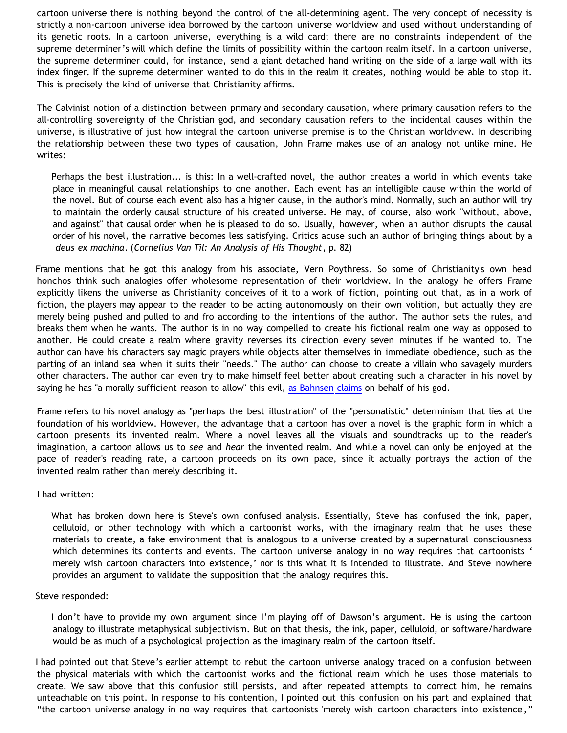cartoon universe there is nothing beyond the control of the all-determining agent. The very concept of necessity is strictly a non-cartoon universe idea borrowed by the cartoon universe worldview and used without understanding of its genetic roots. In a cartoon universe, everything is a wild card; there are no constraints independent of the supreme determiner's will which define the limits of possibility within the cartoon realm itself. In a cartoon universe, the supreme determiner could, for instance, send a giant detached hand writing on the side of a large wall with its index finger. If the supreme determiner wanted to do this in the realm it creates, nothing would be able to stop it. This is precisely the kind of universe that Christianity affirms.

The Calvinist notion of a distinction between primary and secondary causation, where primary causation refers to the all-controlling sovereignty of the Christian god, and secondary causation refers to the incidental causes within the universe, is illustrative of just how integral the cartoon universe premise is to the Christian worldview. In describing the relationship between these two types of causation, John Frame makes use of an analogy not unlike mine. He writes:

> Perhaps the best illustration... is this: In a well-crafted novel, the author creates a world in which events take place in meaningful causal relationships to one another. Each event has an intelligible cause within the world of the novel. But of course each event also has a higher cause, in the author's mind. Normally, such an author will try to maintain the orderly causal structure of his created universe. He may, of course, also work "without, above, and against" that causal order when he is pleased to do so. Usually, however, when an author disrupts the causal order of his novel, the narrative becomes less satisfying. Critics acuse such an author of bringing things about by a *deus ex machina*. (*Cornelius Van Til: An Analysis of His Thought*, p. 82)

Frame mentions that he got this analogy from his associate, Vern Poythress. So some of Christianity's own head honchos think such analogies offer wholesome representation of their worldview. In the analogy he offers Frame explicitly likens the universe as Christianity conceives of it to a work of fiction, pointing out that, as in a work of fiction, the players may appear to the reader to be acting autonomously on their own volition, but actually they are merely being pushed and pulled to and fro according to the intentions of the author. The author sets the rules, and breaks them when he wants. The author is in no way compelled to create his fictional realm one way as opposed to another. He could create a realm where gravity reverses its direction every seven minutes if he wanted to. The author can have his characters say magic prayers while objects alter themselves in immediate obedience, such as the parting of an inland sea when it suits their "needs." The author can choose to create a villain who savagely murders other characters. The author can even try to make himself feel better about creating such a character in his novel by saying he has "a morally sufficient reason to allow" this evil, as Bahnsen claims on behalf of his god.

Frame refers to his novel analogy as "perhaps the best illustration" of the "personalistic" determinism that lies at the foundation of his worldview. However, the advantage that a cartoon has over a novel is the graphic form in which a cartoon presents its invented realm. Where a novel leaves all the visuals and soundtracks up to the reader's imagination, a cartoon allows us to *see* and *hear* the invented realm. And while a novel can only be enjoyed at the pace of reader's reading rate, a cartoon proceeds on its own pace, since it actually portrays the action of the invented realm rather than merely describing it.

I had written:

> What has broken down here is Steve's own confused analysis. Essentially, Steve has confused the ink, paper, celluloid, or other technology with which a cartoonist works, with the imaginary realm that he uses these materials to create, a fake environment that is analogous to a universe created by a supernatural consciousness which determines its contents and events. The cartoon universe analogy in no way requires that cartoonists ' merely wish cartoon characters into existence,' nor is this what it is intended to illustrate. And Steve nowhere provides an argument to validate the supposition that the analogy requires this.

Steve responded:

> I don't have to provide my own argument since I'm playing off of Dawson's argument. He is using the cartoon analogy to illustrate metaphysical subjectivism. But on that thesis, the ink, paper, celluloid, or software/hardware would be as much of a psychological projection as the imaginary realm of the cartoon itself.

I had pointed out that Steve's earlier attempt to rebut the cartoon universe analogy traded on a confusion between the physical materials with which the cartoonist works and the fictional realm which he uses those materials to create. We saw above that this confusion still persists, and after repeated attempts to correct him, he remains unteachable on this point. In response to his contention, I pointed out this confusion on his part and explained that "the cartoon universe analogy in no way requires that cartoonists 'merely wish cartoon characters into existence'."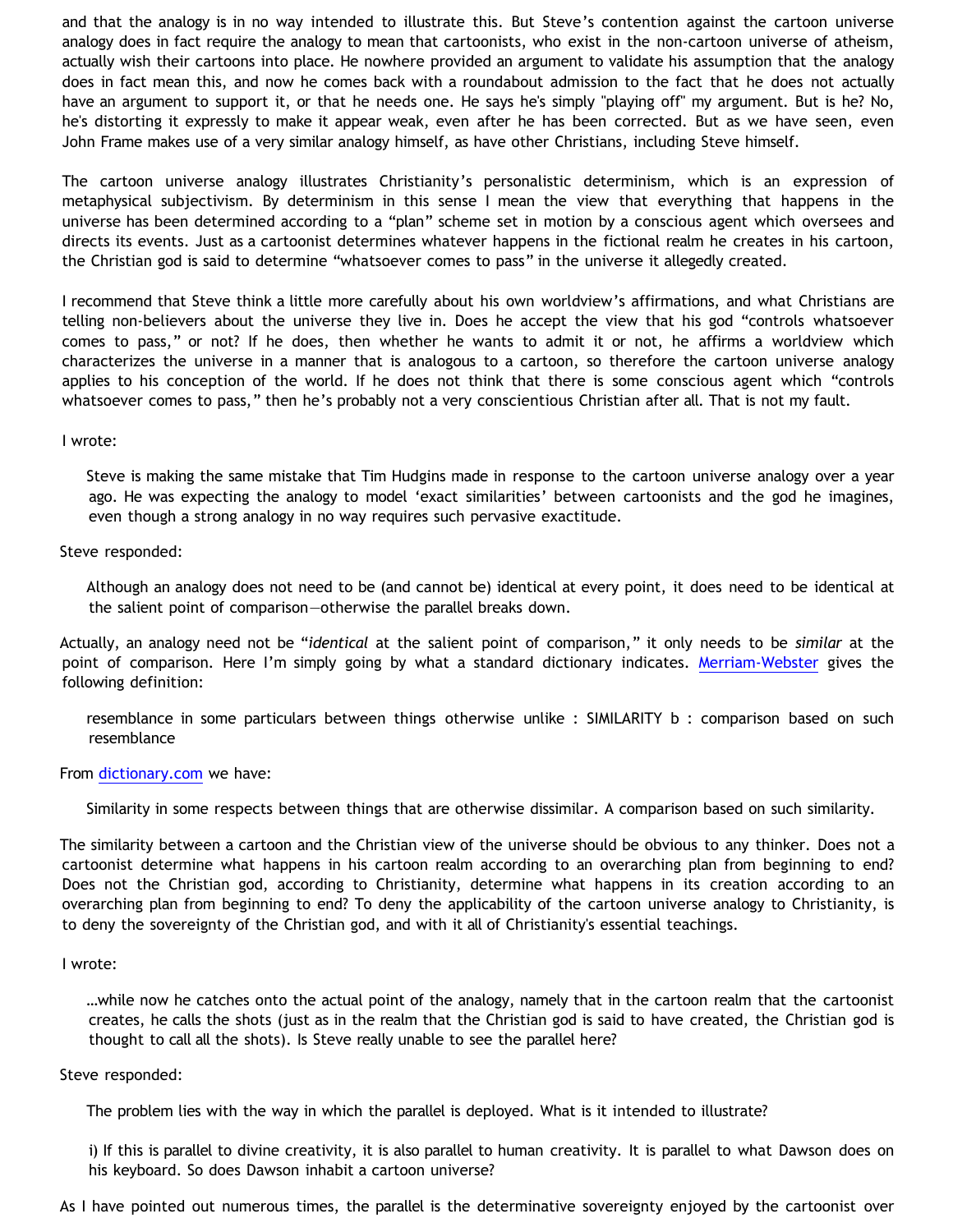and that the analogy is in no way intended to illustrate this. But Steve's contention against the cartoon universe analogy does in fact require the analogy to mean that cartoonists, who exist in the non-cartoon universe of atheism, actually wish their cartoons into place. He nowhere provided an argument to validate his assumption that the analogy does in fact mean this, and now he comes back with a roundabout admission to the fact that he does not actually have an argument to support it, or that he needs one. He says he's simply "playing off" my argument. But is he? No, he's distorting it expressly to make it appear weak, even after he has been corrected. But as we have seen, even John Frame makes use of a very similar analogy himself, as have other Christians, including Steve himself.

The cartoon universe analogy illustrates Christianity's personalistic determinism, which is an expression of metaphysical subjectivism. By determinism in this sense I mean the view that everything that happens in the universe has been determined according to a "plan" scheme set in motion by a conscious agent which oversees and directs its events. Just as a cartoonist determines whatever happens in the fictional realm he creates in his cartoon, the Christian god is said to determine "whatsoever comes to pass" in the universe it allegedly created.

I recommend that Steve think a little more carefully about his own worldview's affirmations, and what Christians are telling non-believers about the universe they live in. Does he accept the view that his god "controls whatsoever comes to pass," or not? If he does, then whether he wants to admit it or not, he affirms a worldview which characterizes the universe in a manner that is analogous to a cartoon, so therefore the cartoon universe analogy applies to his conception of the world. If he does not think that there is some conscious agent which "controls whatsoever comes to pass," then he's probably not a very conscientious Christian after all. That is not my fault.

I wrote:

> Steve is making the same mistake that Tim Hudgins made in response to the cartoon universe analogy over a year ago. He was expecting the analogy to model 'exact similarities' between cartoonists and the god he imagines, even though a strong analogy in no way requires such pervasive exactitude.

Steve responded:

> Although an analogy does not need to be (and cannot be) identical at every point, it does need to be identical at the salient point of comparison—otherwise the parallel breaks down.

Actually, an analogy need not be "*identical* at the salient point of comparison," it only needs to be *similar* at the point of comparison. Here I'm simply going by what a standard dictionary indicates. [Merriam-Webster](#) gives the following definition:

> resemblance in some particulars between things otherwise unlike : SIMILARITY b : comparison based on such resemblance

From [dictionary.com](#) we have:

> Similarity in some respects between things that are otherwise dissimilar. A comparison based on such similarity.

The similarity between a cartoon and the Christian view of the universe should be obvious to any thinker. Does not a cartoonist determine what happens in his cartoon realm according to an overarching plan from beginning to end? Does not the Christian god, according to Christianity, determine what happens in its creation according to an overarching plan from beginning to end? To deny the applicability of the cartoon universe analogy to Christianity, is to deny the sovereignty of the Christian god, and with it all of Christianity's essential teachings.

I wrote:

> …while now he catches onto the actual point of the analogy, namely that in the cartoon realm that the cartoonist creates, he calls the shots (just as in the realm that the Christian god is said to have created, the Christian god is thought to call all the shots). Is Steve really unable to see the parallel here?

Steve responded:

> The problem lies with the way in which the parallel is deployed. What is it intended to illustrate?
>
> i) If this is parallel to divine creativity, it is also parallel to human creativity. It is parallel to what Dawson does on his keyboard. So does Dawson inhabit a cartoon universe?

As I have pointed out numerous times, the parallel is the determinative sovereignty enjoyed by the cartoonist over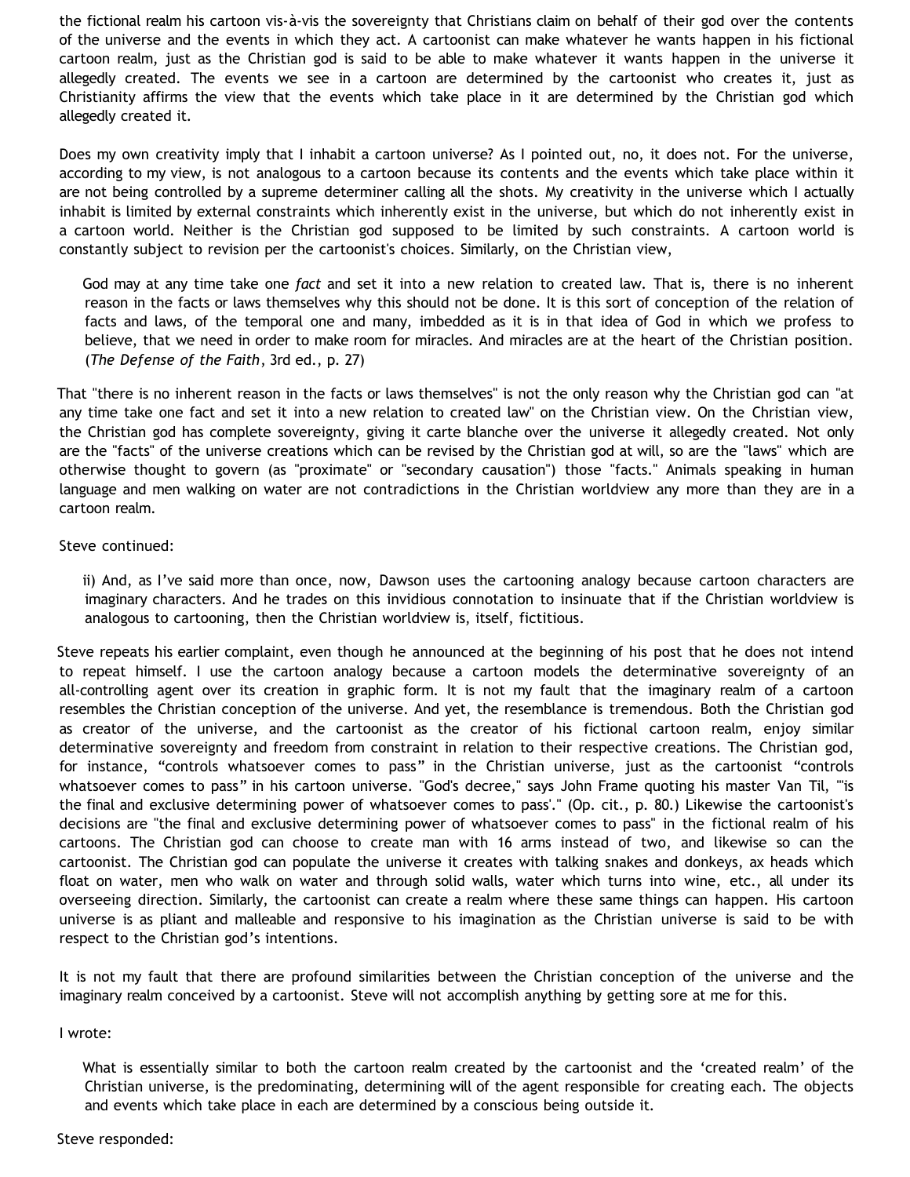the fictional realm his cartoon vis-à-vis the sovereignty that Christians claim on behalf of their god over the contents of the universe and the events in which they act. A cartoonist can make whatever he wants happen in his fictional cartoon realm, just as the Christian god is said to be able to make whatever it wants happen in the universe it allegedly created. The events we see in a cartoon are determined by the cartoonist who creates it, just as Christianity affirms the view that the events which take place in it are determined by the Christian god which allegedly created it.

Does my own creativity imply that I inhabit a cartoon universe? As I pointed out, no, it does not. For the universe, according to my view, is not analogous to a cartoon because its contents and the events which take place within it are not being controlled by a supreme determiner calling all the shots. My creativity in the universe which I actually inhabit is limited by external constraints which inherently exist in the universe, but which do not inherently exist in a cartoon world. Neither is the Christian god supposed to be limited by such constraints. A cartoon world is constantly subject to revision per the cartoonist's choices. Similarly, on the Christian view,

> God may at any time take one *fact* and set it into a new relation to created law. That is, there is no inherent reason in the facts or laws themselves why this should not be done. It is this sort of conception of the relation of facts and laws, of the temporal one and many, imbedded as it is in that idea of God in which we profess to believe, that we need in order to make room for miracles. And miracles are at the heart of the Christian position. (*The Defense of the Faith*, 3rd ed., p. 27)

That "there is no inherent reason in the facts or laws themselves" is not the only reason why the Christian god can "at any time take one fact and set it into a new relation to created law" on the Christian view. On the Christian view, the Christian god has complete sovereignty, giving it carte blanche over the universe it allegedly created. Not only are the "facts" of the universe creations which can be revised by the Christian god at will, so are the "laws" which are otherwise thought to govern (as "proximate" or "secondary causation") those "facts." Animals speaking in human language and men walking on water are not contradictions in the Christian worldview any more than they are in a cartoon realm.

Steve continued:

> ii) And, as I've said more than once, now, Dawson uses the cartooning analogy because cartoon characters are imaginary characters. And he trades on this invidious connotation to insinuate that if the Christian worldview is analogous to cartooning, then the Christian worldview is, itself, fictitious.

Steve repeats his earlier complaint, even though he announced at the beginning of his post that he does not intend to repeat himself. I use the cartoon analogy because a cartoon models the determinative sovereignty of an all-controlling agent over its creation in graphic form. It is not my fault that the imaginary realm of a cartoon resembles the Christian conception of the universe. And yet, the resemblance is tremendous. Both the Christian god as creator of the universe, and the cartoonist as the creator of his fictional cartoon realm, enjoy similar determinative sovereignty and freedom from constraint in relation to their respective creations. The Christian god, for instance, "controls whatsoever comes to pass" in the Christian universe, just as the cartoonist "controls whatsoever comes to pass" in his cartoon universe. "God's decree," says John Frame quoting his master Van Til, "'is the final and exclusive determining power of whatsoever comes to pass'." (Op. cit., p. 80.) Likewise the cartoonist's decisions are "the final and exclusive determining power of whatsoever comes to pass" in the fictional realm of his cartoons. The Christian god can choose to create man with 16 arms instead of two, and likewise so can the cartoonist. The Christian god can populate the universe it creates with talking snakes and donkeys, ax heads which float on water, men who walk on water and through solid walls, water which turns into wine, etc., all under its overseeing direction. Similarly, the cartoonist can create a realm where these same things can happen. His cartoon universe is as pliant and malleable and responsive to his imagination as the Christian universe is said to be with respect to the Christian god's intentions.

It is not my fault that there are profound similarities between the Christian conception of the universe and the imaginary realm conceived by a cartoonist. Steve will not accomplish anything by getting sore at me for this.

I wrote:

> What is essentially similar to both the cartoon realm created by the cartoonist and the 'created realm' of the Christian universe, is the predominating, determining will of the agent responsible for creating each. The objects and events which take place in each are determined by a conscious being outside it.

Steve responded: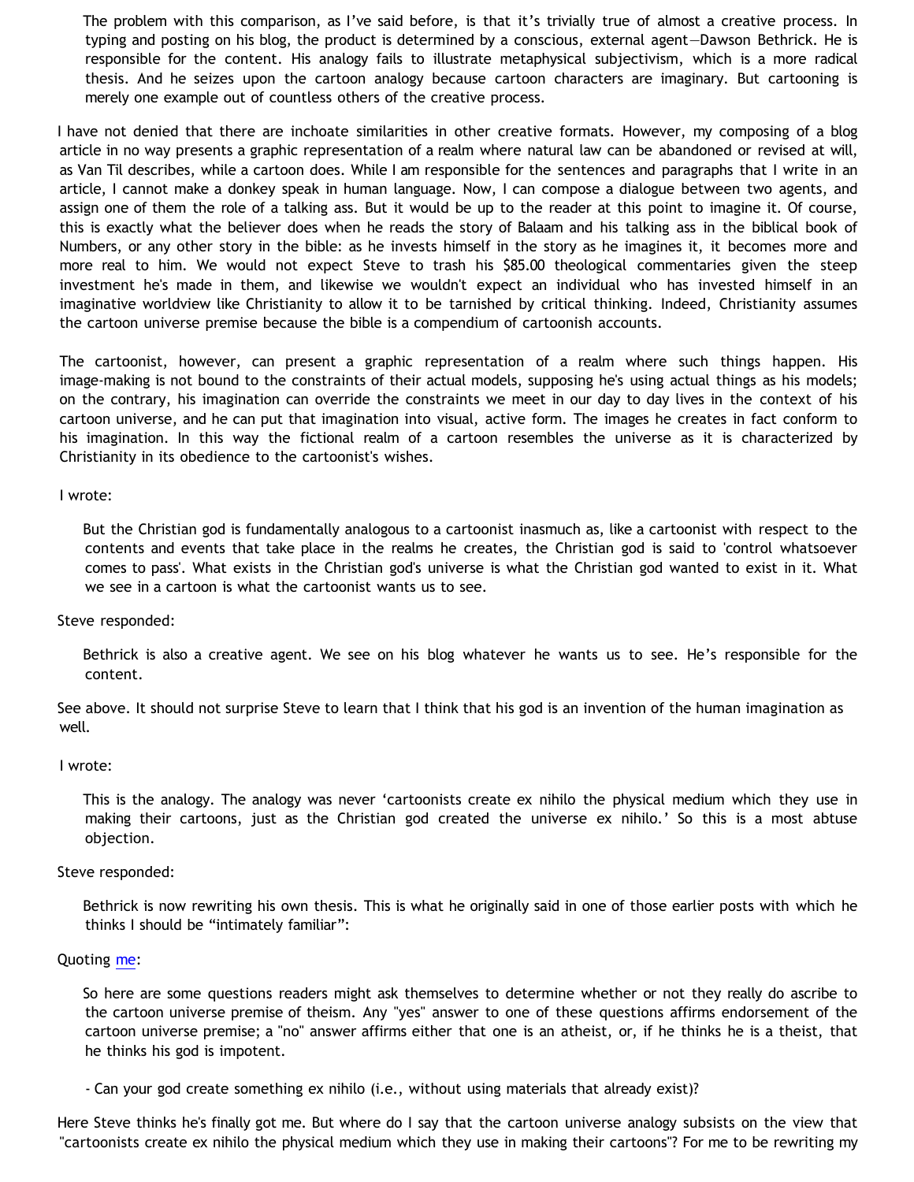> The problem with this comparison, as I've said before, is that it's trivially true of almost a creative process. In typing and posting on his blog, the product is determined by a conscious, external agent—Dawson Bethrick. He is responsible for the content. His analogy fails to illustrate metaphysical subjectivism, which is a more radical thesis. And he seizes upon the cartoon analogy because cartoon characters are imaginary. But cartooning is merely one example out of countless others of the creative process.

I have not denied that there are inchoate similarities in other creative formats. However, my composing of a blog article in no way presents a graphic representation of a realm where natural law can be abandoned or revised at will, as Van Til describes, while a cartoon does. While I am responsible for the sentences and paragraphs that I write in an article, I cannot make a donkey speak in human language. Now, I can compose a dialogue between two agents, and assign one of them the role of a talking ass. But it would be up to the reader at this point to imagine it. Of course, this is exactly what the believer does when he reads the story of Balaam and his talking ass in the biblical book of Numbers, or any other story in the bible: as he invests himself in the story as he imagines it, it becomes more and more real to him. We would not expect Steve to trash his $85.00 theological commentaries given the steep investment he's made in them, and likewise we wouldn't expect an individual who has invested himself in an imaginative worldview like Christianity to allow it to be tarnished by critical thinking. Indeed, Christianity assumes the cartoon universe premise because the bible is a compendium of cartoonish accounts.

The cartoonist, however, can present a graphic representation of a realm where such things happen. His image-making is not bound to the constraints of their actual models, supposing he's using actual things as his models; on the contrary, his imagination can override the constraints we meet in our day to day lives in the context of his cartoon universe, and he can put that imagination into visual, active form. The images he creates in fact conform to his imagination. In this way the fictional realm of a cartoon resembles the universe as it is characterized by Christianity in its obedience to the cartoonist's wishes.

I wrote:

> But the Christian god is fundamentally analogous to a cartoonist inasmuch as, like a cartoonist with respect to the contents and events that take place in the realms he creates, the Christian god is said to 'control whatsoever comes to pass'. What exists in the Christian god's universe is what the Christian god wanted to exist in it. What we see in a cartoon is what the cartoonist wants us to see.

Steve responded:

> Bethrick is also a creative agent. We see on his blog whatever he wants us to see. He's responsible for the content.

See above. It should not surprise Steve to learn that I think that his god is an invention of the human imagination as well.

I wrote:

> This is the analogy. The analogy was never 'cartoonists create ex nihilo the physical medium which they use in making their cartoons, just as the Christian god created the universe ex nihilo.' So this is a most abtuse objection.

Steve responded:

> Bethrick is now rewriting his own thesis. This is what he originally said in one of those earlier posts with which he thinks I should be "intimately familiar":

Quoting me:

> So here are some questions readers might ask themselves to determine whether or not they really do ascribe to the cartoon universe premise of theism. Any "yes" answer to one of these questions affirms endorsement of the cartoon universe premise; a "no" answer affirms either that one is an atheist, or, if he thinks he is a theist, that he thinks his god is impotent.
>
> - Can your god create something ex nihilo (i.e., without using materials that already exist)?

Here Steve thinks he's finally got me. But where do I say that the cartoon universe analogy subsists on the view that "cartoonists create ex nihilo the physical medium which they use in making their cartoons"? For me to be rewriting my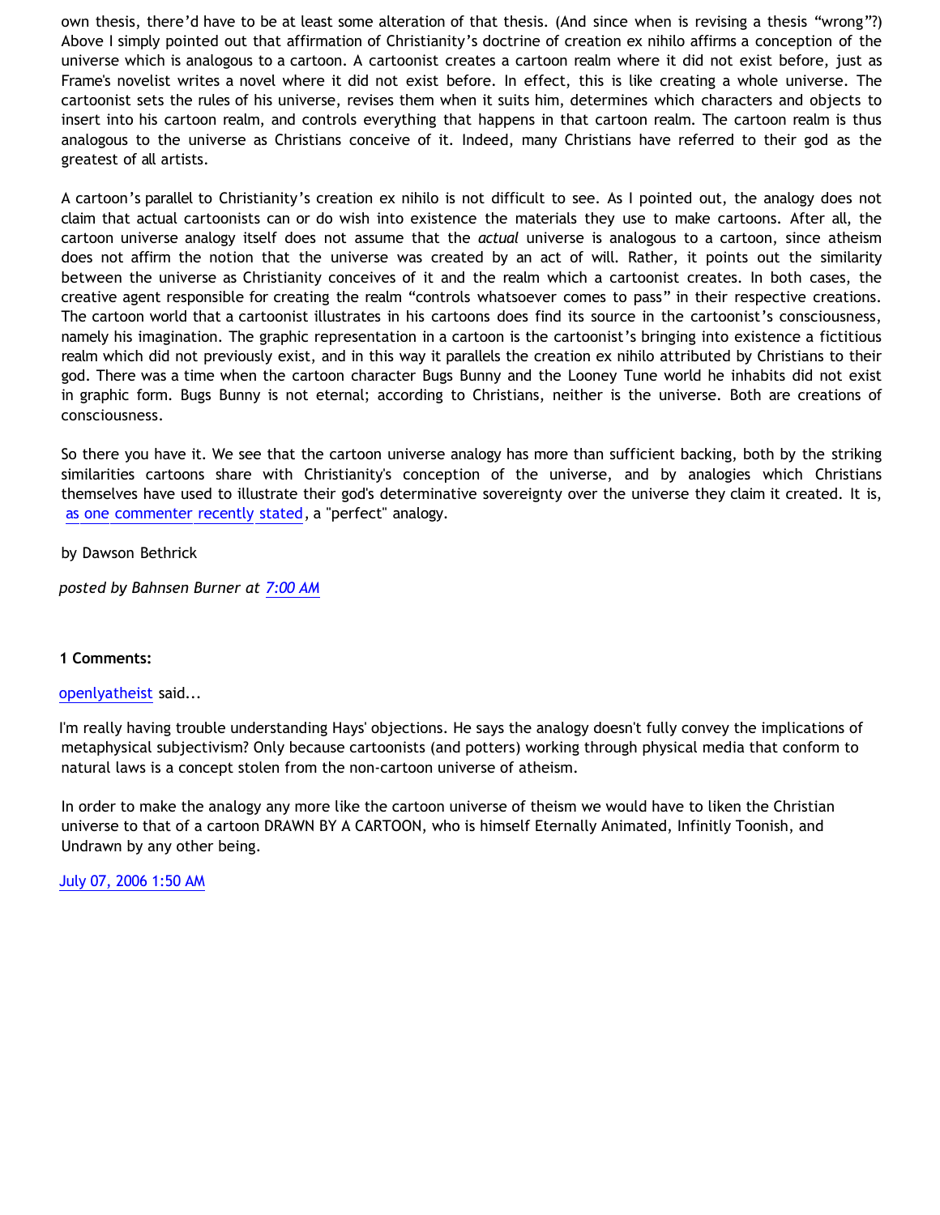own thesis, there'd have to be at least some alteration of that thesis. (And since when is revising a thesis "wrong"?) Above I simply pointed out that affirmation of Christianity's doctrine of creation ex nihilo affirms a conception of the universe which is analogous to a cartoon. A cartoonist creates a cartoon realm where it did not exist before, just as Frame's novelist writes a novel where it did not exist before. In effect, this is like creating a whole universe. The cartoonist sets the rules of his universe, revises them when it suits him, determines which characters and objects to insert into his cartoon realm, and controls everything that happens in that cartoon realm. The cartoon realm is thus analogous to the universe as Christians conceive of it. Indeed, many Christians have referred to their god as the greatest of all artists.

A cartoon's parallel to Christianity's creation ex nihilo is not difficult to see. As I pointed out, the analogy does not claim that actual cartoonists can or do wish into existence the materials they use to make cartoons. After all, the cartoon universe analogy itself does not assume that the *actual* universe is analogous to a cartoon, since atheism does not affirm the notion that the universe was created by an act of will. Rather, it points out the similarity between the universe as Christianity conceives of it and the realm which a cartoonist creates. In both cases, the creative agent responsible for creating the realm "controls whatsoever comes to pass" in their respective creations. The cartoon world that a cartoonist illustrates in his cartoons does find its source in the cartoonist's consciousness, namely his imagination. The graphic representation in a cartoon is the cartoonist's bringing into existence a fictitious realm which did not previously exist, and in this way it parallels the creation ex nihilo attributed by Christians to their god. There was a time when the cartoon character Bugs Bunny and the Looney Tune world he inhabits did not exist in graphic form. Bugs Bunny is not eternal; according to Christians, neither is the universe. Both are creations of consciousness.

So there you have it. We see that the cartoon universe analogy has more than sufficient backing, both by the striking similarities cartoons share with Christianity's conception of the universe, and by analogies which Christians themselves have used to illustrate their god's determinative sovereignty over the universe they claim it created. It is, as one commenter recently stated, a "perfect" analogy.

by Dawson Bethrick

*posted by Bahnsen Burner at 7:00 AM*

**1 Comments:**

openlyatheist said...

I'm really having trouble understanding Hays' objections. He says the analogy doesn't fully convey the implications of metaphysical subjectivism? Only because cartoonists (and potters) working through physical media that conform to natural laws is a concept stolen from the non-cartoon universe of atheism.

In order to make the analogy any more like the cartoon universe of theism we would have to liken the Christian universe to that of a cartoon DRAWN BY A CARTOON, who is himself Eternally Animated, Infinitly Toonish, and Undrawn by any other being.

July 07, 2006 1:50 AM